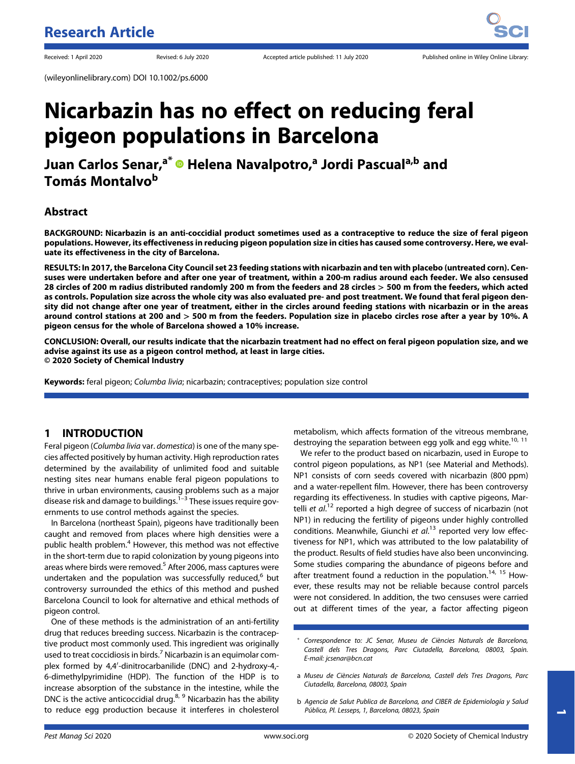Research Article

Received: 1 April 2020 Revised: 6 July 2020 Accepted article published: 11 July 2020 Published online in Wiley Online Library:

(wileyonlinelibrary.com) DOI 10.1002/ps.6000

# Nicarbazin has no effect on reducing feral pigeon populations in Barcelona

**Juan Carlos Senar,[a*] Helena Navalpotro,[a] Jordi Pascual[a,b] and Tomás Montalvo[b]**

## Abstract

**BACKGROUND: Nicarbazin is an anti-coccidial product sometimes used as a contraceptive to reduce the size of feral pigeon populations. However, its effectiveness in reducing pigeon population size in cities has caused some controversy. Here, we evaluate its effectiveness in the city of Barcelona.**

**RESULTS: In 2017, the Barcelona City Council set 23 feeding stations with nicarbazin and ten with placebo (untreated corn). Censuses were undertaken before and after one year of treatment, within a 200-m radius around each feeder. We also censused 28 circles of 200 m radius distributed randomly 200 m from the feeders and 28 circles > 500 m from the feeders, which acted as controls. Population size across the whole city was also evaluated pre- and post treatment. We found that feral pigeon density did not change after one year of treatment, either in the circles around feeding stations with nicarbazin or in the areas around control stations at 200 and > 500 m from the feeders. Population size in placebo circles rose after a year by 10%. A pigeon census for the whole of Barcelona showed a 10% increase.**

**CONCLUSION: Overall, our results indicate that the nicarbazin treatment had no effect on feral pigeon population size, and we advise against its use as a pigeon control method, at least in large cities.**
**© 2020 Society of Chemical Industry**

**Keywords:** feral pigeon; *Columba livia*; nicarbazin; contraceptives; population size control

## 1 INTRODUCTION

Feral pigeon (*Columba livia* var. *domestica*) is one of the many species affected positively by human activity. High reproduction rates determined by the availability of unlimited food and suitable nesting sites near humans enable feral pigeon populations to thrive in urban environments, causing problems such as a major disease risk and damage to buildings.[1–3] These issues require governments to use control methods against the species.

In Barcelona (northeast Spain), pigeons have traditionally been caught and removed from places where high densities were a public health problem.[4] However, this method was not effective in the short-term due to rapid colonization by young pigeons into areas where birds were removed.[5] After 2006, mass captures were undertaken and the population was successfully reduced,[6] but controversy surrounded the ethics of this method and pushed Barcelona Council to look for alternative and ethical methods of pigeon control.

One of these methods is the administration of an anti-fertility drug that reduces breeding success. Nicarbazin is the contraceptive product most commonly used. This ingredient was originally used to treat coccidiosis in birds.[7] Nicarbazin is an equimolar complex formed by 4,4′-dinitrocarbanilide (DNC) and 2-hydroxy-4,-6-dimethylpyrimidine (HDP). The function of the HDP is to increase absorption of the substance in the intestine, while the DNC is the active anticoccidial drug.[8, 9] Nicarbazin has the ability to reduce egg production because it interferes in cholesterol metabolism, which affects formation of the vitreous membrane, destroying the separation between egg yolk and egg white.[10, 11]

We refer to the product based on nicarbazin, used in Europe to control pigeon populations, as NP1 (see Material and Methods). NP1 consists of corn seeds covered with nicarbazin (800 ppm) and a water-repellent film. However, there has been controversy regarding its effectiveness. In studies with captive pigeons, Martelli *et al.*[12] reported a high degree of success of nicarbazin (not NP1) in reducing the fertility of pigeons under highly controlled conditions. Meanwhile, Giunchi *et al.*[13] reported very low effectiveness for NP1, which was attributed to the low palatability of the product. Results of field studies have also been unconvincing. Some studies comparing the abundance of pigeons before and after treatment found a reduction in the population.[14, 15] However, these results may not be reliable because control parcels were not considered. In addition, the two censuses were carried out at different times of the year, a factor affecting pigeon

\* Correspondence to: JC Senar, Museu de Ciències Naturals de Barcelona, Castell dels Tres Dragons, Parc Ciutadella, Barcelona, 08003, Spain. E-mail: jcsenar@bcn.cat

a Museu de Ciències Naturals de Barcelona, Castell dels Tres Dragons, Parc Ciutadella, Barcelona, 08003, Spain

b Agencia de Salut Publica de Barcelona, and CIBER de Epidemiología y Salud Pública, Pl. Lesseps, 1, Barcelona, 08023, Spain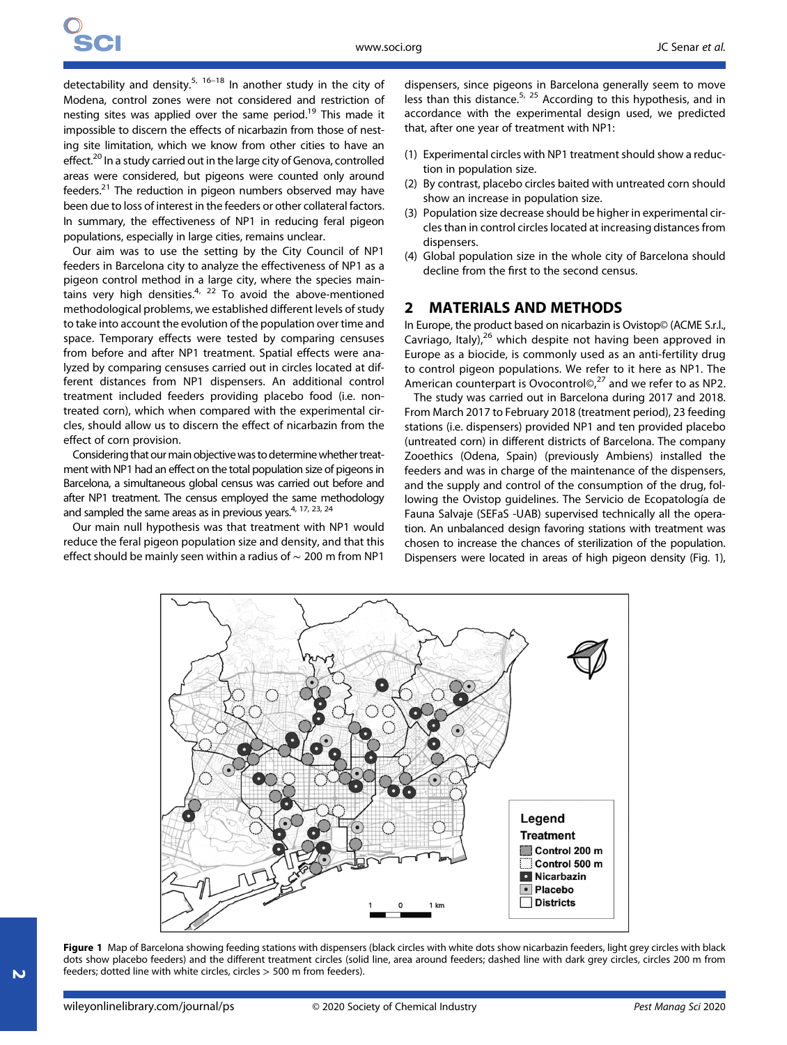detectability and density.[5, 16–18] In another study in the city of Modena, control zones were not considered and restriction of nesting sites was applied over the same period.[19] This made it impossible to discern the effects of nicarbazin from those of nesting site limitation, which we know from other cities to have an effect.[20] In a study carried out in the large city of Genova, controlled areas were considered, but pigeons were counted only around feeders.[21] The reduction in pigeon numbers observed may have been due to loss of interest in the feeders or other collateral factors. In summary, the effectiveness of NP1 in reducing feral pigeon populations, especially in large cities, remains unclear.

Our aim was to use the setting by the City Council of NP1 feeders in Barcelona city to analyze the effectiveness of NP1 as a pigeon control method in a large city, where the species maintains very high densities.[4, 22] To avoid the above-mentioned methodological problems, we established different levels of study to take into account the evolution of the population over time and space. Temporary effects were tested by comparing censuses from before and after NP1 treatment. Spatial effects were analyzed by comparing censuses carried out in circles located at different distances from NP1 dispensers. An additional control treatment included feeders providing placebo food (i.e. non-treated corn), which when compared with the experimental circles, should allow us to discern the effect of nicarbazin from the effect of corn provision.

Considering that our main objective was to determine whether treatment with NP1 had an effect on the total population size of pigeons in Barcelona, a simultaneous global census was carried out before and after NP1 treatment. The census employed the same methodology and sampled the same areas as in previous years.[4, 17, 23, 24]

Our main null hypothesis was that treatment with NP1 would reduce the feral pigeon population size and density, and that this effect should be mainly seen within a radius of ~ 200 m from NP1 dispensers, since pigeons in Barcelona generally seem to move less than this distance.[5, 25] According to this hypothesis, and in accordance with the experimental design used, we predicted that, after one year of treatment with NP1:

1. Experimental circles with NP1 treatment should show a reduction in population size.
2. By contrast, placebo circles baited with untreated corn should show an increase in population size.
3. Population size decrease should be higher in experimental circles than in control circles located at increasing distances from dispensers.
4. Global population size in the whole city of Barcelona should decline from the first to the second census.

## 2 MATERIALS AND METHODS

In Europe, the product based on nicarbazin is Ovistop© (ACME S.r.l., Cavriago, Italy),[26] which despite not having been approved in Europe as a biocide, is commonly used as an anti-fertility drug to control pigeon populations. We refer to it here as NP1. The American counterpart is Ovocontrol©,[27] and we refer to as NP2.

The study was carried out in Barcelona during 2017 and 2018. From March 2017 to February 2018 (treatment period), 23 feeding stations (i.e. dispensers) provided NP1 and ten provided placebo (untreated corn) in different districts of Barcelona. The company Zooethics (Odena, Spain) (previously Ambiens) installed the feeders and was in charge of the maintenance of the dispensers, and the supply and control of the consumption of the drug, following the Ovistop guidelines. The Servicio de Ecopatología de Fauna Salvaje (SEFaS -UAB) supervised technically all the operation. An unbalanced design favoring stations with treatment was chosen to increase the chances of sterilization of the population. Dispensers were located in areas of high pigeon density (Fig. 1),

**Figure 1** Map of Barcelona showing feeding stations with dispensers (black circles with white dots show nicarbazin feeders, light grey circles with black dots show placebo feeders) and the different treatment circles (solid line, area around feeders; dashed line with dark grey circles, circles 200 m from feeders; dotted line with white circles, circles > 500 m from feeders).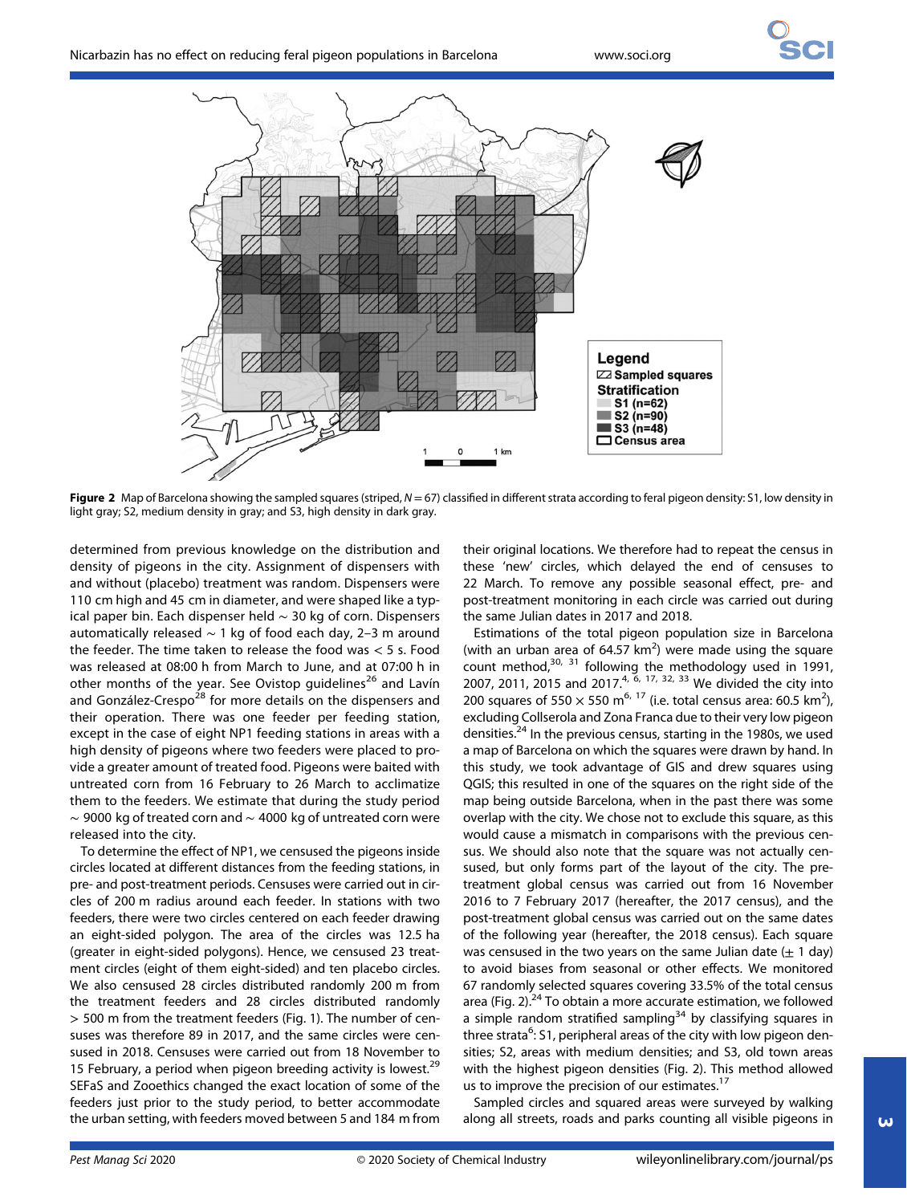Figure 2 Map of Barcelona showing the sampled squares (striped, $N = 67$) classified in different strata according to feral pigeon density: S1, low density in light gray; S2, medium density in gray; and S3, high density in dark gray.

determined from previous knowledge on the distribution and density of pigeons in the city. Assignment of dispensers with and without (placebo) treatment was random. Dispensers were 110 cm high and 45 cm in diameter, and were shaped like a typical paper bin. Each dispenser held ~ 30 kg of corn. Dispensers automatically released ~ 1 kg of food each day, 2–3 m around the feeder. The time taken to release the food was < 5 s. Food was released at 08:00 h from March to June, and at 07:00 h in other months of the year. See Ovistop guidelines[26] and Lavín and González-Crespo[28] for more details on the dispensers and their operation. There was one feeder per feeding station, except in the case of eight NP1 feeding stations in areas with a high density of pigeons where two feeders were placed to provide a greater amount of treated food. Pigeons were baited with untreated corn from 16 February to 26 March to acclimatize them to the feeders. We estimate that during the study period ~ 9000 kg of treated corn and ~ 4000 kg of untreated corn were released into the city.

To determine the effect of NP1, we censused the pigeons inside circles located at different distances from the feeding stations, in pre- and post-treatment periods. Censuses were carried out in circles of 200 m radius around each feeder. In stations with two feeders, there were two circles centered on each feeder drawing an eight-sided polygon. The area of the circles was 12.5 ha (greater in eight-sided polygons). Hence, we censused 23 treatment circles (eight of them eight-sided) and ten placebo circles. We also censused 28 circles distributed randomly 200 m from the treatment feeders and 28 circles distributed randomly > 500 m from the treatment feeders (Fig. 1). The number of censuses was therefore 89 in 2017, and the same circles were censused in 2018. Censuses were carried out from 18 November to 15 February, a period when pigeon breeding activity is lowest.[29] SEFaS and Zooethics changed the exact location of some of the feeders just prior to the study period, to better accommodate the urban setting, with feeders moved between 5 and 184 m from their original locations. We therefore had to repeat the census in these 'new' circles, which delayed the end of censuses to 22 March. To remove any possible seasonal effect, pre- and post-treatment monitoring in each circle was carried out during the same Julian dates in 2017 and 2018.

Estimations of the total pigeon population size in Barcelona (with an urban area of 64.57 km$^2$) were made using the square count method,[30, 31] following the methodology used in 1991, 2007, 2011, 2015 and 2017.[4, 6, 17, 32, 33] We divided the city into 200 squares of 550 × 550 m$^{6, 17}$ (i.e. total census area: 60.5 km$^2$), excluding Collserola and Zona Franca due to their very low pigeon densities.[24] In the previous census, starting in the 1980s, we used a map of Barcelona on which the squares were drawn by hand. In this study, we took advantage of GIS and drew squares using QGIS; this resulted in one of the squares on the right side of the map being outside Barcelona, when in the past there was some overlap with the city. We chose not to exclude this square, as this would cause a mismatch in comparisons with the previous census. We should also note that the square was not actually censused, but only forms part of the layout of the city. The pre-treatment global census was carried out from 16 November 2016 to 7 February 2017 (hereafter, the 2017 census), and the post-treatment global census was carried out on the same dates of the following year (hereafter, the 2018 census). Each square was censused in the two years on the same Julian date (± 1 day) to avoid biases from seasonal or other effects. We monitored 67 randomly selected squares covering 33.5% of the total census area (Fig. 2).[24] To obtain a more accurate estimation, we followed a simple random stratified sampling[34] by classifying squares in three strata[6]: S1, peripheral areas of the city with low pigeon densities; S2, areas with medium densities; and S3, old town areas with the highest pigeon densities (Fig. 2). This method allowed us to improve the precision of our estimates.[17]

Sampled circles and squared areas were surveyed by walking along all streets, roads and parks counting all visible pigeons in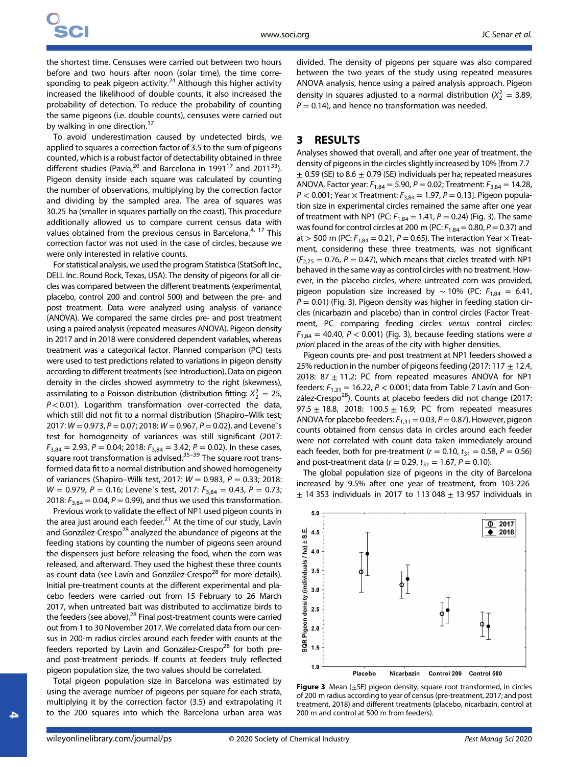the shortest time. Censuses were carried out between two hours before and two hours after noon (solar time), the time corresponding to peak pigeon activity.[24] Although this higher activity increased the likelihood of double counts, it also increased the probability of detection. To reduce the probability of counting the same pigeons (i.e. double counts), censuses were carried out by walking in one direction.[17]

To avoid underestimation caused by undetected birds, we applied to squares a correction factor of 3.5 to the sum of pigeons counted, which is a robust factor of detectability obtained in three different studies (Pavia,[20] and Barcelona in 1991[17] and 2011[33]). Pigeon density inside each square was calculated by counting the number of observations, multiplying by the correction factor and dividing by the sampled area. The area of squares was 30.25 ha (smaller in squares partially on the coast). This procedure additionally allowed us to compare current census data with values obtained from the previous census in Barcelona.[4, 17] This correction factor was not used in the case of circles, because we were only interested in relative counts.

For statistical analysis, we used the program Statistica (StatSoft Inc., DELL Inc. Round Rock, Texas, USA). The density of pigeons for all circles was compared between the different treatments (experimental, placebo, control 200 and control 500) and between the pre- and post treatment. Data were analyzed using analysis of variance (ANOVA). We compared the same circles pre- and post treatment using a paired analysis (repeated measures ANOVA). Pigeon density in 2017 and in 2018 were considered dependent variables, whereas treatment was a categorical factor. Planned comparison (PC) tests were used to test predictions related to variations in pigeon density according to different treatments (see Introduction). Data on pigeon density in the circles showed asymmetry to the right (skewness), assimilating to a Poisson distribution (distribution fitting: $X^2_2$ = 25, $P$ < 0.01). Logarithm transformation over-corrected the data, which still did not fit to a normal distribution (Shapiro–Wilk test; 2017: $W$ = 0.973, $P$ = 0.07; 2018: $W$ = 0.967, $P$ = 0.02), and Levene's test for homogeneity of variances was still significant (2017: $F_{3,84}$ = 2.93, $P$ = 0.04; 2018: $F_{3,84}$ = 3.42, $P$ = 0.02). In these cases, square root transformation is advised.[35–39] The square root transformed data fit to a normal distribution and showed homogeneity of variances (Shapiro–Wilk test, 2017: $W$ = 0.983, $P$ = 0.33; 2018: $W$ = 0.979, $P$ = 0.16; Levene's test, 2017: $F_{3,84}$ = 0.43, $P$ = 0.73; 2018: $F_{3,84}$ = 0.04, $P$ = 0.99), and thus we used this transformation.

Previous work to validate the effect of NP1 used pigeon counts in the area just around each feeder.[21] At the time of our study, Lavín and González-Crespo[28] analyzed the abundance of pigeons at the feeding stations by counting the number of pigeons seen around the dispensers just before releasing the food, when the corn was released, and afterward. They used the highest these three counts as count data (see Lavín and González-Crespo[28] for more details). Initial pre-treatment counts at the different experimental and placebo feeders were carried out from 15 February to 26 March 2017, when untreated bait was distributed to acclimatize birds to the feeders (see above).[28] Final post-treatment counts were carried out from 1 to 30 November 2017. We correlated data from our census in 200-m radius circles around each feeder with counts at the feeders reported by Lavín and González-Crespo[28] for both pre- and post-treatment periods. If counts at feeders truly reflected pigeon population size, the two values should be correlated.

Total pigeon population size in Barcelona was estimated by using the average number of pigeons per square for each strata, multiplying it by the correction factor (3.5) and extrapolating it to the 200 squares into which the Barcelona urban area was divided. The density of pigeons per square was also compared between the two years of the study using repeated measures ANOVA analysis, hence using a paired analysis approach. Pigeon density in squares adjusted to a normal distribution ($X^2_2$ = 3.89, $P$ = 0.14), and hence no transformation was needed.

## 3 RESULTS

Analyses showed that overall, and after one year of treatment, the density of pigeons in the circles slightly increased by 10% [from 7.7 ± 0.59 (SE) to 8.6 ± 0.79 (SE) individuals per ha; repeated measures ANOVA, Factor year: $F_{1,84}$ = 5.90, $P$ = 0.02; Treatment: $F_{3,84}$ = 14.28, $P$ < 0.001; Year × Treatment: $F_{3,84}$ = 1.97, $P$ = 0.13]. Pigeon population size in experimental circles remained the same after one year of treatment with NP1 (PC: $F_{1,84}$ = 1.41, $P$ = 0.24) (Fig. 3). The same was found for control circles at 200 m (PC: $F_{1,84}$ = 0.80, $P$ = 0.37) and at > 500 m (PC: $F_{1,84}$ = 0.21, $P$ = 0.65). The interaction Year × Treatment, considering these three treatments, was not significant ($F_{2,75}$ = 0.76, $P$ = 0.47), which means that circles treated with NP1 behaved in the same way as control circles with no treatment. However, in the placebo circles, where untreated corn was provided, pigeon population size increased by ∼ 10% (PC: $F_{1,84}$ = 6.41, $P$ = 0.01) (Fig. 3). Pigeon density was higher in feeding station circles (nicarbazin and placebo) than in control circles (Factor Treatment, PC comparing feeding circles *versus* control circles: $F_{1,84}$ = 40.40, $P$ < 0.001) (Fig. 3), because feeding stations were *a priori* placed in the areas of the city with higher densities.

Pigeon counts pre- and post treatment at NP1 feeders showed a 25% reduction in the number of pigeons feeding (2017: 117 ± 12.4, 2018: 87 ± 11.2; PC from repeated measures ANOVA for NP1 feeders: $F_{1,31}$ = 16.22, $P$ < 0.001; data from Table 7 Lavín and González-Crespo[28]). Counts at placebo feeders did not change (2017: 97.5 ± 18.8, 2018: 100.5 ± 16.9; PC from repeated measures ANOVA for placebo feeders: $F_{1,31}$ = 0.03, $P$ = 0.87). However, pigeon counts obtained from census data in circles around each feeder were not correlated with count data taken immediately around each feeder, both for pre-treatment ($r$ = 0.10, $t_{31}$ = 0.58, $P$ = 0.56) and post-treatment data ($r$ = 0.29, $t_{31}$ = 1.67, $P$ = 0.10).

The global population size of pigeons in the city of Barcelona increased by 9.5% after one year of treatment, from 103 226 ± 14 353 individuals in 2017 to 113 048 ± 13 957 individuals in

**Figure 3** Mean (±SE) pigeon density, square root transformed, in circles of 200 m radius according to year of census (pre-treatment, 2017; and post treatment, 2018) and different treatments (placebo, nicarbazin, control at 200 m and control at 500 m from feeders).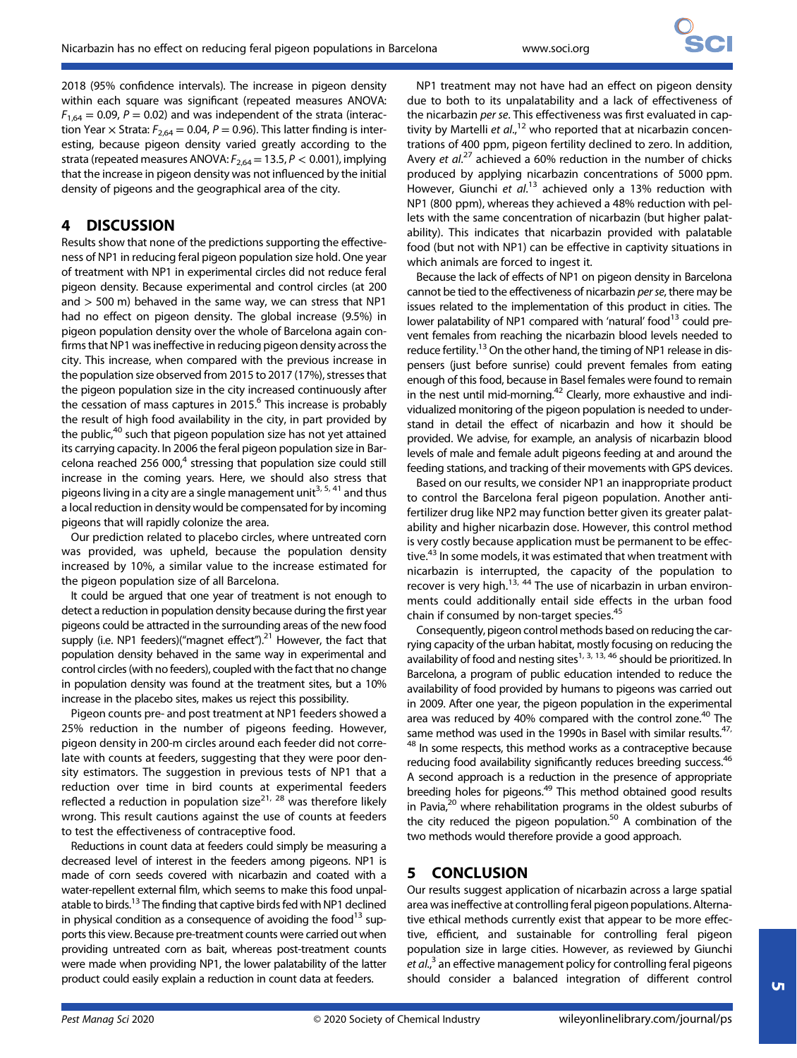2018 (95% confidence intervals). The increase in pigeon density within each square was significant (repeated measures ANOVA: $F_{1,64} = 0.09$, $P = 0.02$) and was independent of the strata (interaction Year × Strata: $F_{2,64} = 0.04$, $P = 0.96$). This latter finding is interesting, because pigeon density varied greatly according to the strata (repeated measures ANOVA: $F_{2,64} = 13.5$, $P < 0.001$), implying that the increase in pigeon density was not influenced by the initial density of pigeons and the geographical area of the city.

## 4 DISCUSSION

Results show that none of the predictions supporting the effectiveness of NP1 in reducing feral pigeon population size hold. One year of treatment with NP1 in experimental circles did not reduce feral pigeon density. Because experimental and control circles (at 200 and > 500 m) behaved in the same way, we can stress that NP1 had no effect on pigeon density. The global increase (9.5%) in pigeon population density over the whole of Barcelona again confirms that NP1 was ineffective in reducing pigeon density across the city. This increase, when compared with the previous increase in the population size observed from 2015 to 2017 (17%), stresses that the pigeon population size in the city increased continuously after the cessation of mass captures in 2015.[6] This increase is probably the result of high food availability in the city, in part provided by the public,[40] such that pigeon population size has not yet attained its carrying capacity. In 2006 the feral pigeon population size in Barcelona reached 256 000,[4] stressing that population size could still increase in the coming years. Here, we should also stress that pigeons living in a city are a single management unit[3, 5, 41] and thus a local reduction in density would be compensated for by incoming pigeons that will rapidly colonize the area.

Our prediction related to placebo circles, where untreated corn was provided, was upheld, because the population density increased by 10%, a similar value to the increase estimated for the pigeon population size of all Barcelona.

It could be argued that one year of treatment is not enough to detect a reduction in population density because during the first year pigeons could be attracted in the surrounding areas of the new food supply (i.e. NP1 feeders)("magnet effect").[21] However, the fact that population density behaved in the same way in experimental and control circles (with no feeders), coupled with the fact that no change in population density was found at the treatment sites, but a 10% increase in the placebo sites, makes us reject this possibility.

Pigeon counts pre- and post treatment at NP1 feeders showed a 25% reduction in the number of pigeons feeding. However, pigeon density in 200-m circles around each feeder did not correlate with counts at feeders, suggesting that they were poor density estimators. The suggestion in previous tests of NP1 that a reduction over time in bird counts at experimental feeders reflected a reduction in population size[21, 28] was therefore likely wrong. This result cautions against the use of counts at feeders to test the effectiveness of contraceptive food.

Reductions in count data at feeders could simply be measuring a decreased level of interest in the feeders among pigeons. NP1 is made of corn seeds covered with nicarbazin and coated with a water-repellent external film, which seems to make this food unpalatable to birds.[13] The finding that captive birds fed with NP1 declined in physical condition as a consequence of avoiding the food[13] supports this view. Because pre-treatment counts were carried out when providing untreated corn as bait, whereas post-treatment counts were made when providing NP1, the lower palatability of the latter product could easily explain a reduction in count data at feeders.

NP1 treatment may not have had an effect on pigeon density due to both to its unpalatability and a lack of effectiveness of the nicarbazin *per se*. This effectiveness was first evaluated in captivity by Martelli *et al.*,[12] who reported that at nicarbazin concentrations of 400 ppm, pigeon fertility declined to zero. In addition, Avery *et al.*[27] achieved a 60% reduction in the number of chicks produced by applying nicarbazin concentrations of 5000 ppm. However, Giunchi *et al.*[13] achieved only a 13% reduction with NP1 (800 ppm), whereas they achieved a 48% reduction with pellets with the same concentration of nicarbazin (but higher palatability). This indicates that nicarbazin provided with palatable food (but not with NP1) can be effective in captivity situations in which animals are forced to ingest it.

Because the lack of effects of NP1 on pigeon density in Barcelona cannot be tied to the effectiveness of nicarbazin *per se*, there may be issues related to the implementation of this product in cities. The lower palatability of NP1 compared with 'natural' food[13] could prevent females from reaching the nicarbazin blood levels needed to reduce fertility.[13] On the other hand, the timing of NP1 release in dispensers (just before sunrise) could prevent females from eating enough of this food, because in Basel females were found to remain in the nest until mid-morning.[42] Clearly, more exhaustive and individualized monitoring of the pigeon population is needed to understand in detail the effect of nicarbazin and how it should be provided. We advise, for example, an analysis of nicarbazin blood levels of male and female adult pigeons feeding at and around the feeding stations, and tracking of their movements with GPS devices.

Based on our results, we consider NP1 an inappropriate product to control the Barcelona feral pigeon population. Another antifertilizer drug like NP2 may function better given its greater palatability and higher nicarbazin dose. However, this control method is very costly because application must be permanent to be effective.[43] In some models, it was estimated that when treatment with nicarbazin is interrupted, the capacity of the population to recover is very high.[13, 44] The use of nicarbazin in urban environments could additionally entail side effects in the urban food chain if consumed by non-target species.[45]

Consequently, pigeon control methods based on reducing the carrying capacity of the urban habitat, mostly focusing on reducing the availability of food and nesting sites[1, 3, 13, 46] should be prioritized. In Barcelona, a program of public education intended to reduce the availability of food provided by humans to pigeons was carried out in 2009. After one year, the pigeon population in the experimental area was reduced by 40% compared with the control zone.[40] The same method was used in the 1990s in Basel with similar results.[47, 48] In some respects, this method works as a contraceptive because reducing food availability significantly reduces breeding success.[46] A second approach is a reduction in the presence of appropriate breeding holes for pigeons.[49] This method obtained good results in Pavia,[20] where rehabilitation programs in the oldest suburbs of the city reduced the pigeon population.[50] A combination of the two methods would therefore provide a good approach.

## 5 CONCLUSION

Our results suggest application of nicarbazin across a large spatial area was ineffective at controlling feral pigeon populations. Alternative ethical methods currently exist that appear to be more effective, efficient, and sustainable for controlling feral pigeon population size in large cities. However, as reviewed by Giunchi *et al.*,[3] an effective management policy for controlling feral pigeons should consider a balanced integration of different control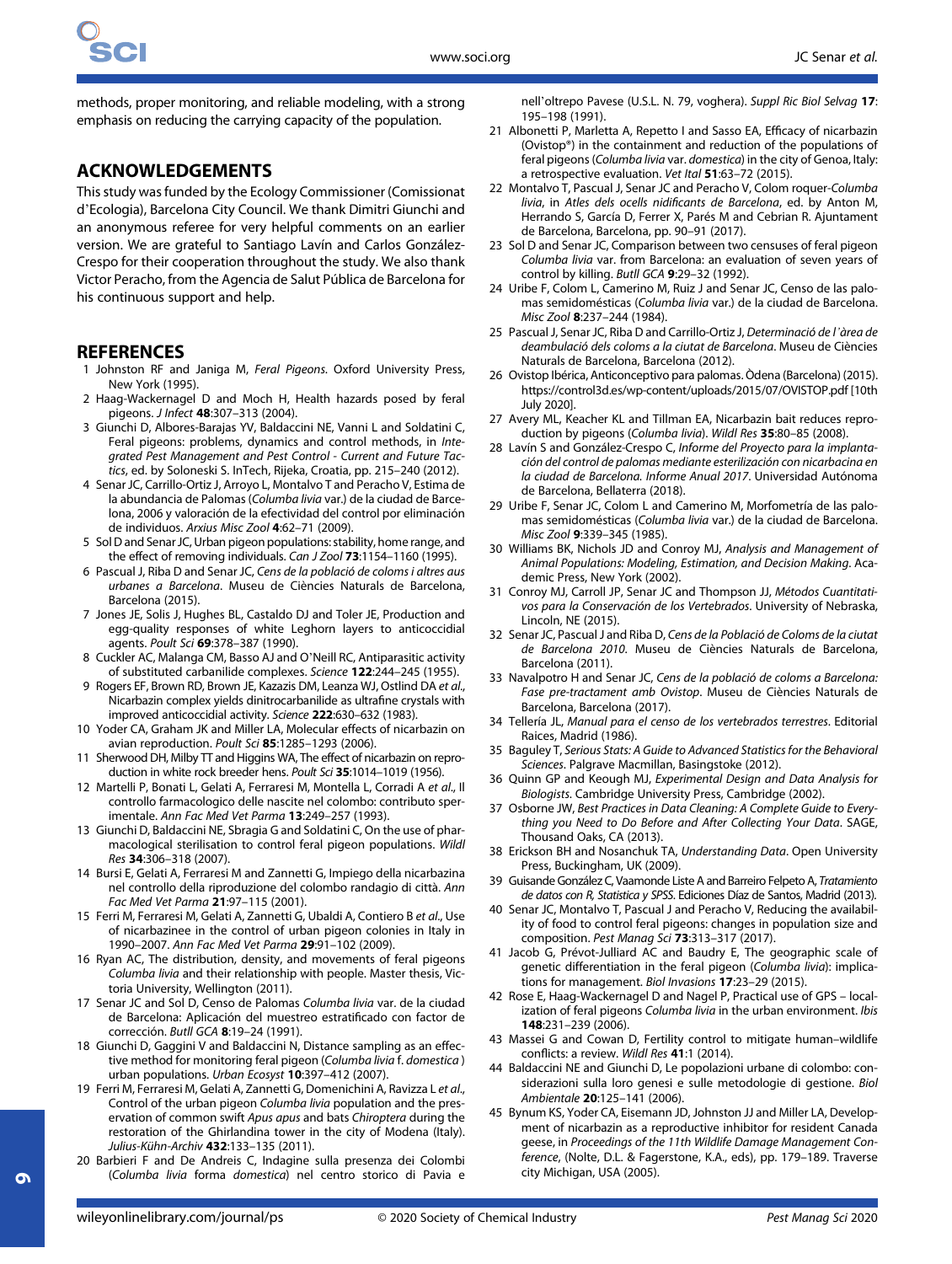methods, proper monitoring, and reliable modeling, with a strong emphasis on reducing the carrying capacity of the population.

## ACKNOWLEDGEMENTS

This study was funded by the Ecology Commissioner (Comissionat d'Ecologia), Barcelona City Council. We thank Dimitri Giunchi and an anonymous referee for very helpful comments on an earlier version. We are grateful to Santiago Lavín and Carlos González-Crespo for their cooperation throughout the study. We also thank Victor Peracho, from the Agencia de Salut Pública de Barcelona for his continuous support and help.

## REFERENCES

1. Johnston RF and Janiga M, *Feral Pigeons*. Oxford University Press, New York (1995).
2. Haag-Wackernagel D and Moch H, Health hazards posed by feral pigeons. *J Infect* **48**:307–313 (2004).
3. Giunchi D, Albores-Barajas YV, Baldaccini NE, Vanni L and Soldatini C, Feral pigeons: problems, dynamics and control methods, in *Integrated Pest Management and Pest Control - Current and Future Tactics*, ed. by Soloneski S. InTech, Rijeka, Croatia, pp. 215–240 (2012).
4. Senar JC, Carrillo-Ortiz J, Arroyo L, Montalvo T and Peracho V, Estima de la abundancia de Palomas (*Columba livia* var.) de la ciudad de Barcelona, 2006 y valoración de la efectividad del control por eliminación de individuos. *Arxius Misc Zool* **4**:62–71 (2009).
5. Sol D and Senar JC, Urban pigeon populations: stability, home range, and the effect of removing individuals. *Can J Zool* **73**:1154–1160 (1995).
6. Pascual J, Riba D and Senar JC, *Cens de la població de coloms i altres aus urbanes a Barcelona*. Museu de Ciències Naturals de Barcelona, Barcelona (2015).
7. Jones JE, Solis J, Hughes BL, Castaldo DJ and Toler JE, Production and egg-quality responses of white Leghorn layers to anticoccidial agents. *Poult Sci* **69**:378–387 (1990).
8. Cuckler AC, Malanga CM, Basso AJ and O'Neill RC, Antiparasitic activity of substituted carbanilide complexes. *Science* **122**:244–245 (1955).
9. Rogers EF, Brown RD, Brown JE, Kazazis DM, Leanza WJ, Ostlind DA *et al*., Nicarbazin complex yields dinitrocarbanilide as ultrafine crystals with improved anticoccidial activity. *Science* **222**:630–632 (1983).
10. Yoder CA, Graham JK and Miller LA, Molecular effects of nicarbazin on avian reproduction. *Poult Sci* **85**:1285–1293 (2006).
11. Sherwood DH, Milby TT and Higgins WA, The effect of nicarbazin on reproduction in white rock breeder hens. *Poult Sci* **35**:1014–1019 (1956).
12. Martelli P, Bonati L, Gelati A, Ferraresi M, Montella L, Corradi A *et al*., Il controllo farmacologico delle nascite nel colombo: contributo sperimentale. *Ann Fac Med Vet Parma* **13**:249–257 (1993).
13. Giunchi D, Baldaccini NE, Sbragia G and Soldatini C, On the use of pharmacological sterilisation to control feral pigeon populations. *Wildl Res* **34**:306–318 (2007).
14. Bursi E, Gelati A, Ferraresi M and Zannetti G, Impiego della nicarbazina nel controllo della riproduzione del colombo randagio di città. *Ann Fac Med Vet Parma* **21**:97–115 (2001).
15. Ferri M, Ferraresi M, Gelati A, Zannetti G, Ubaldi A, Contiero B *et al*., Use of nicarbazinee in the control of urban pigeon colonies in Italy in 1990–2007. *Ann Fac Med Vet Parma* **29**:91–102 (2009).
16. Ryan AC, The distribution, density, and movements of feral pigeons *Columba livia* and their relationship with people. Master thesis, Victoria University, Wellington (2011).
17. Senar JC and Sol D, Censo de Palomas *Columba livia* var. de la ciudad de Barcelona: Aplicación del muestreo estratificado con factor de corrección. *Butll GCA* **8**:19–24 (1991).
18. Giunchi D, Gaggini V and Baldaccini N, Distance sampling as an effective method for monitoring feral pigeon (*Columba livia* f. *domestica*) urban populations. *Urban Ecosyst* **10**:397–412 (2007).
19. Ferri M, Ferraresi M, Gelati A, Zannetti G, Domenichini A, Ravizza L *et al*., Control of the urban pigeon *Columba livia* population and the preservation of common swift *Apus apus* and bats *Chiroptera* during the restoration of the Ghirlandina tower in the city of Modena (Italy). *Julius-Kühn-Archiv* **432**:133–135 (2011).
20. Barbieri F and De Andreis C, Indagine sulla presenza dei Colombi (*Columba livia* forma *domestica*) nel centro storico di Pavia e nell'oltrepo Pavese (U.S.L. N. 79, voghera). *Suppl Ric Biol Selvag* **17**: 195–198 (1991).
21. Albonetti P, Marletta A, Repetto I and Sasso EA, Efficacy of nicarbazin (Ovistop®) in the containment and reduction of the populations of feral pigeons (*Columba livia* var. *domestica*) in the city of Genoa, Italy: a retrospective evaluation. *Vet Ital* **51**:63–72 (2015).
22. Montalvo T, Pascual J, Senar JC and Peracho V, Colom roquer-*Columba livia*, in *Atles dels ocells nidificants de Barcelona*, ed. by Anton M, Herrando S, García D, Ferrer X, Parés M and Cebrian R. Ajuntament de Barcelona, Barcelona, pp. 90–91 (2017).
23. Sol D and Senar JC, Comparison between two censuses of feral pigeon *Columba livia* var. from Barcelona: an evaluation of seven years of control by killing. *Butll GCA* **9**:29–32 (1992).
24. Uribe F, Colom L, Camerino M, Ruiz J and Senar JC, Censo de las palomas semidomésticas (*Columba livia* var.) de la ciudad de Barcelona. *Misc Zool* **8**:237–244 (1984).
25. Pascual J, Senar JC, Riba D and Carrillo-Ortiz J, *Determinació de l'àrea de deambulació dels coloms a la ciutat de Barcelona*. Museu de Ciències Naturals de Barcelona, Barcelona (2012).
26. Ovistop Ibérica, Anticonceptivo para palomas. Òdena (Barcelona) (2015). https://control3d.es/wp-content/uploads/2015/07/OVISTOP.pdf [10th July 2020].
27. Avery ML, Keacher KL and Tillman EA, Nicarbazin bait reduces reproduction by pigeons (*Columba livia*). *Wildl Res* **35**:80–85 (2008).
28. Lavín S and González-Crespo C, *Informe del Proyecto para la implantación del control de palomas mediante esterilización con nicarbacina en la ciudad de Barcelona. Informe Anual 2017*. Universidad Autónoma de Barcelona, Bellaterra (2018).
29. Uribe F, Senar JC, Colom L and Camerino M, Morfometría de las palomas semidomésticas (*Columba livia* var.) de la ciudad de Barcelona. *Misc Zool* **9**:339–345 (1985).
30. Williams BK, Nichols JD and Conroy MJ, *Analysis and Management of Animal Populations: Modeling, Estimation, and Decision Making*. Academic Press, New York (2002).
31. Conroy MJ, Carroll JP, Senar JC and Thompson JJ, *Métodos Cuantitativos para la Conservación de los Vertebrados*. University of Nebraska, Lincoln, NE (2015).
32. Senar JC, Pascual J and Riba D, *Cens de la Població de Coloms de la ciutat de Barcelona 2010*. Museu de Ciències Naturals de Barcelona, Barcelona (2011).
33. Navalpotro H and Senar JC, *Cens de la població de coloms a Barcelona: Fase pre-tractament amb Ovistop*. Museu de Ciències Naturals de Barcelona, Barcelona (2017).
34. Tellería JL, *Manual para el censo de los vertebrados terrestres*. Editorial Raices, Madrid (1986).
35. Baguley T, *Serious Stats: A Guide to Advanced Statistics for the Behavioral Sciences*. Palgrave Macmillan, Basingstoke (2012).
36. Quinn GP and Keough MJ, *Experimental Design and Data Analysis for Biologists*. Cambridge University Press, Cambridge (2002).
37. Osborne JW, *Best Practices in Data Cleaning: A Complete Guide to Everything you Need to Do Before and After Collecting Your Data*. SAGE, Thousand Oaks, CA (2013).
38. Erickson BH and Nosanchuk TA, *Understanding Data*. Open University Press, Buckingham, UK (2009).
39. Guisande González C, Vaamonde Liste A and Barreiro Felpeto A, *Tratamiento de datos con R, Statistica y SPSS*. Ediciones Díaz de Santos, Madrid (2013).
40. Senar JC, Montalvo T, Pascual J and Peracho V, Reducing the availability of food to control feral pigeons: changes in population size and composition. *Pest Manag Sci* **73**:313–317 (2017).
41. Jacob G, Prévot-Julliard AC and Baudry E, The geographic scale of genetic differentiation in the feral pigeon (*Columba livia*): implications for management. *Biol Invasions* **17**:23–29 (2015).
42. Rose E, Haag-Wackernagel D and Nagel P, Practical use of GPS – localization of feral pigeons *Columba livia* in the urban environment. *Ibis* **148**:231–239 (2006).
43. Massei G and Cowan D, Fertility control to mitigate human–wildlife conflicts: a review. *Wildl Res* **41**:1 (2014).
44. Baldaccini NE and Giunchi D, Le popolazioni urbane di colombo: considerazioni sulla loro genesi e sulle metodologie di gestione. *Biol Ambientale* **20**:125–141 (2006).
45. Bynum KS, Yoder CA, Eisemann JD, Johnston JJ and Miller LA, Development of nicarbazin as a reproductive inhibitor for resident Canada geese, in *Proceedings of the 11th Wildlife Damage Management Conference*, (Nolte, D.L. & Fagerstone, K.A., eds), pp. 179–189. Traverse city Michigan, USA (2005).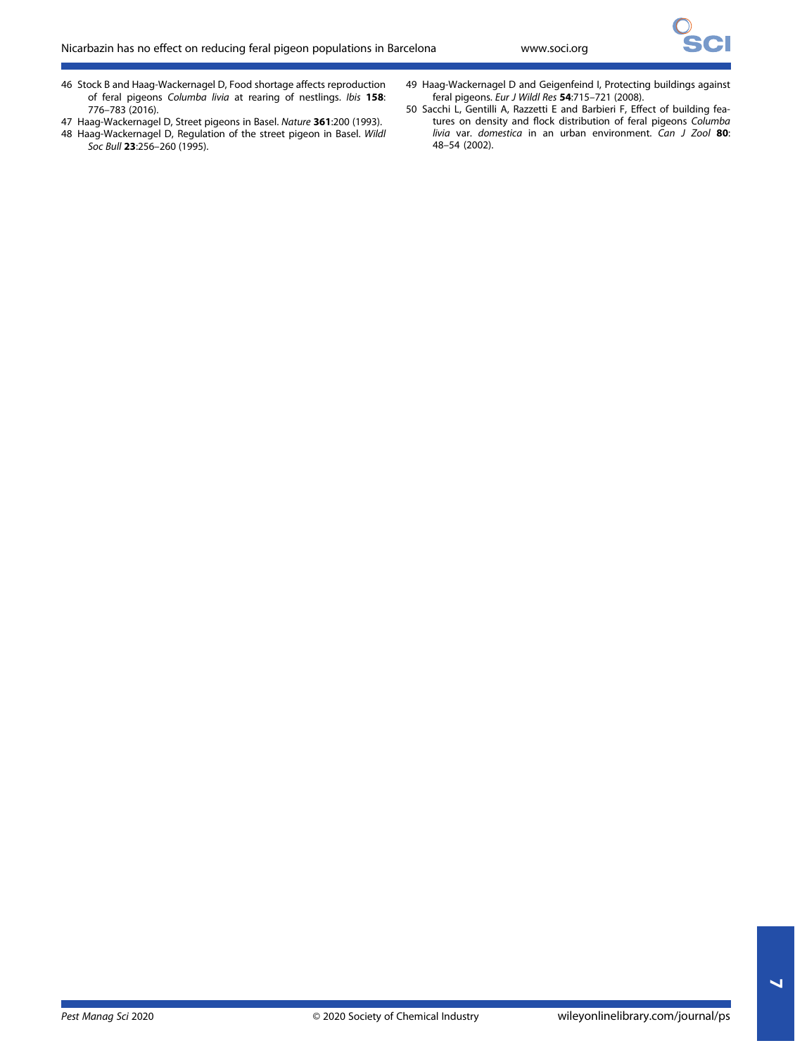46 Stock B and Haag-Wackernagel D, Food shortage affects reproduction of feral pigeons *Columba livia* at rearing of nestlings. *Ibis* **158**: 776–783 (2016).

47 Haag-Wackernagel D, Street pigeons in Basel. *Nature* **361**:200 (1993).

48 Haag-Wackernagel D, Regulation of the street pigeon in Basel. *Wildl Soc Bull* **23**:256–260 (1995).

49 Haag-Wackernagel D and Geigenfeind I, Protecting buildings against feral pigeons. *Eur J Wildl Res* **54**:715–721 (2008).

50 Sacchi L, Gentilli A, Razzetti E and Barbieri F, Effect of building features on density and flock distribution of feral pigeons *Columba livia* var. *domestica* in an urban environment. *Can J Zool* **80**: 48–54 (2002).